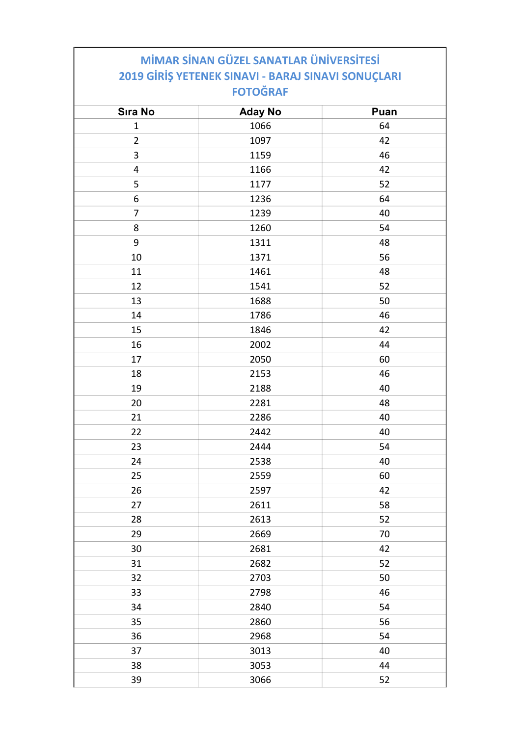# MİMAR SİNAN GÜZEL SANATLAR ÜNİVERSİTESİ
## 2019 GİRİŞ YETENEK SINAVI - BARAJ SINAVI SONUÇLARI
## FOTOĞRAF

| Sıra No | Aday No | Puan |
|---|---|---|
| 1 | 1066 | 64 |
| 2 | 1097 | 42 |
| 3 | 1159 | 46 |
| 4 | 1166 | 42 |
| 5 | 1177 | 52 |
| 6 | 1236 | 64 |
| 7 | 1239 | 40 |
| 8 | 1260 | 54 |
| 9 | 1311 | 48 |
| 10 | 1371 | 56 |
| 11 | 1461 | 48 |
| 12 | 1541 | 52 |
| 13 | 1688 | 50 |
| 14 | 1786 | 46 |
| 15 | 1846 | 42 |
| 16 | 2002 | 44 |
| 17 | 2050 | 60 |
| 18 | 2153 | 46 |
| 19 | 2188 | 40 |
| 20 | 2281 | 48 |
| 21 | 2286 | 40 |
| 22 | 2442 | 40 |
| 23 | 2444 | 54 |
| 24 | 2538 | 40 |
| 25 | 2559 | 60 |
| 26 | 2597 | 42 |
| 27 | 2611 | 58 |
| 28 | 2613 | 52 |
| 29 | 2669 | 70 |
| 30 | 2681 | 42 |
| 31 | 2682 | 52 |
| 32 | 2703 | 50 |
| 33 | 2798 | 46 |
| 34 | 2840 | 54 |
| 35 | 2860 | 56 |
| 36 | 2968 | 54 |
| 37 | 3013 | 40 |
| 38 | 3053 | 44 |
| 39 | 3066 | 52 |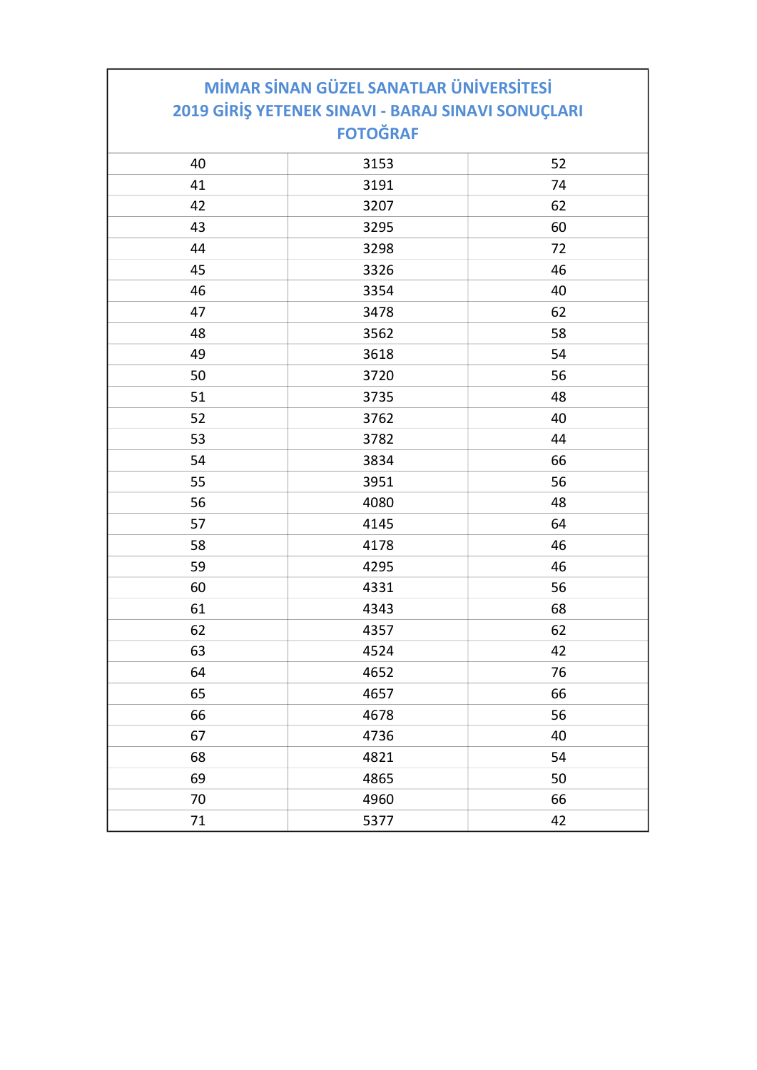# MİMAR SİNAN GÜZEL SANATLAR ÜNİVERSİTESİ
## 2019 GİRİŞ YETENEK SINAVI - BARAJ SINAVI SONUÇLARI
## FOTOĞRAF

| | | |
|---|---|---|
| 40 | 3153 | 52 |
| 41 | 3191 | 74 |
| 42 | 3207 | 62 |
| 43 | 3295 | 60 |
| 44 | 3298 | 72 |
| 45 | 3326 | 46 |
| 46 | 3354 | 40 |
| 47 | 3478 | 62 |
| 48 | 3562 | 58 |
| 49 | 3618 | 54 |
| 50 | 3720 | 56 |
| 51 | 3735 | 48 |
| 52 | 3762 | 40 |
| 53 | 3782 | 44 |
| 54 | 3834 | 66 |
| 55 | 3951 | 56 |
| 56 | 4080 | 48 |
| 57 | 4145 | 64 |
| 58 | 4178 | 46 |
| 59 | 4295 | 46 |
| 60 | 4331 | 56 |
| 61 | 4343 | 68 |
| 62 | 4357 | 62 |
| 63 | 4524 | 42 |
| 64 | 4652 | 76 |
| 65 | 4657 | 66 |
| 66 | 4678 | 56 |
| 67 | 4736 | 40 |
| 68 | 4821 | 54 |
| 69 | 4865 | 50 |
| 70 | 4960 | 66 |
| 71 | 5377 | 42 |